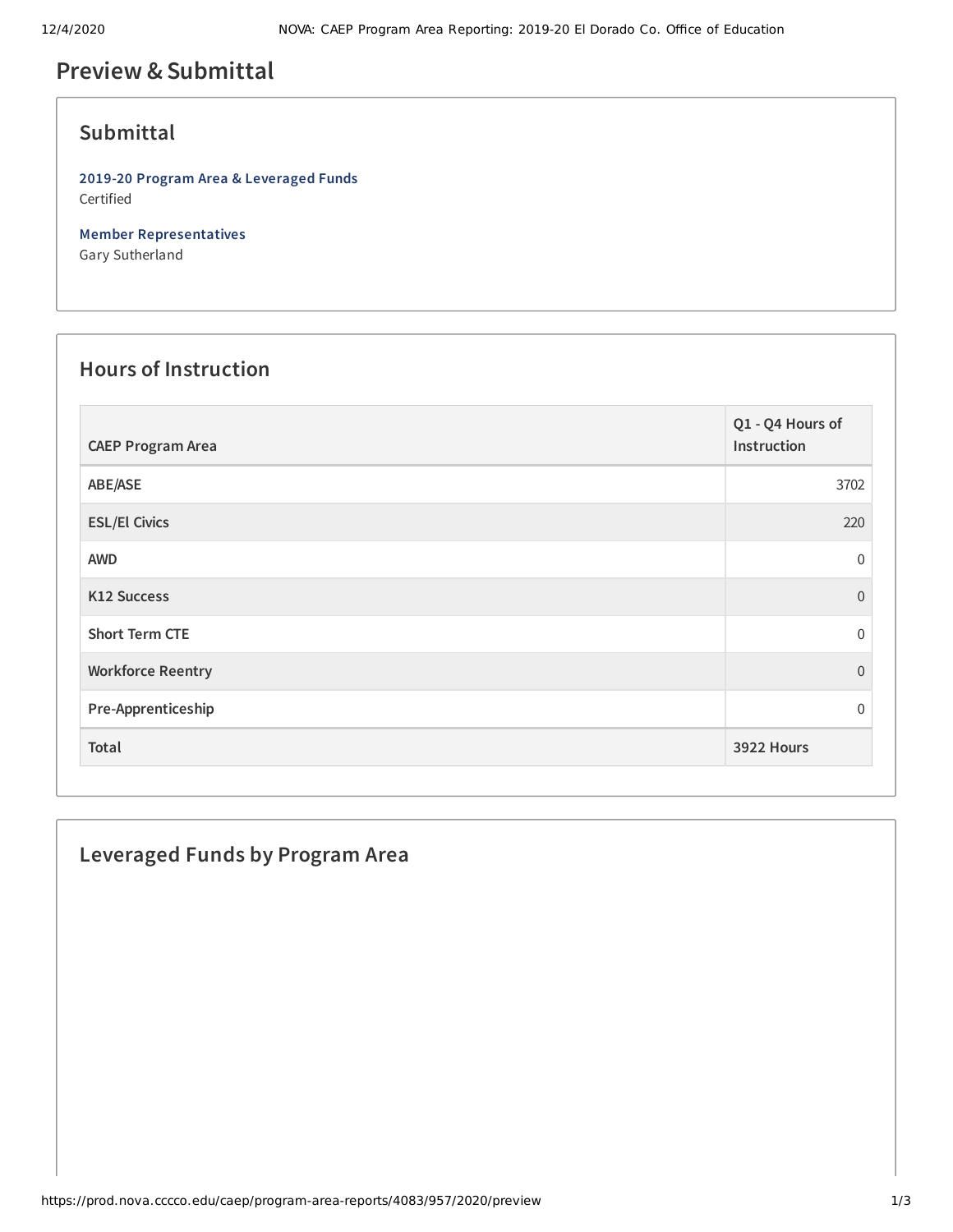# Preview & Submittal

## Submittal

**2019-20 Program Area & Leveraged Funds**
Certified

**Member Representatives**
Gary Sutherland

## Hours of Instruction

| CAEP Program Area | Q1 - Q4 Hours of Instruction |
| --- | --- |
| ABE/ASE | 3702 |
| ESL/El Civics | 220 |
| AWD | 0 |
| K12 Success | 0 |
| Short Term CTE | 0 |
| Workforce Reentry | 0 |
| Pre-Apprenticeship | 0 |
| **Total** | **3922 Hours** |

## Leveraged Funds by Program Area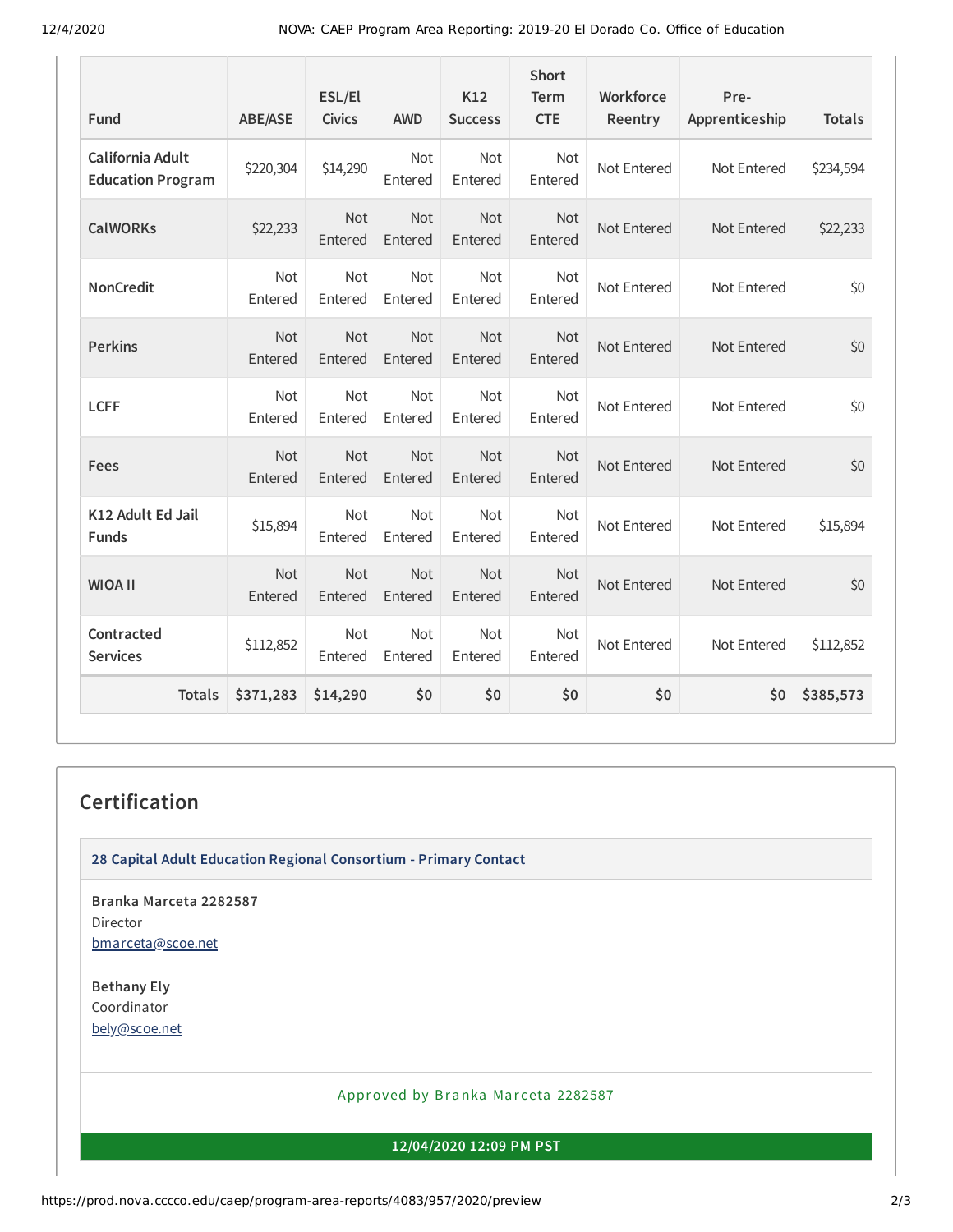| Fund | ABE/ASE | ESL/El Civics | AWD | K12 Success | Short Term CTE | Workforce Reentry | Pre-Apprenticeship | Totals |
|---|---|---|---|---|---|---|---|---|
| California Adult Education Program | $220,304 | $14,290 | Not Entered | Not Entered | Not Entered | Not Entered | Not Entered | $234,594 |
| CalWORKs | $22,233 | Not Entered | Not Entered | Not Entered | Not Entered | Not Entered | Not Entered | $22,233 |
| NonCredit | Not Entered | Not Entered | Not Entered | Not Entered | Not Entered | Not Entered | Not Entered | $0 |
| Perkins | Not Entered | Not Entered | Not Entered | Not Entered | Not Entered | Not Entered | Not Entered | $0 |
| LCFF | Not Entered | Not Entered | Not Entered | Not Entered | Not Entered | Not Entered | Not Entered | $0 |
| Fees | Not Entered | Not Entered | Not Entered | Not Entered | Not Entered | Not Entered | Not Entered | $0 |
| K12 Adult Ed Jail Funds | $15,894 | Not Entered | Not Entered | Not Entered | Not Entered | Not Entered | Not Entered | $15,894 |
| WIOA II | Not Entered | Not Entered | Not Entered | Not Entered | Not Entered | Not Entered | Not Entered | $0 |
| Contracted Services | $112,852 | Not Entered | Not Entered | Not Entered | Not Entered | Not Entered | Not Entered | $112,852 |
| **Totals** | **$371,283** | **$14,290** | **$0** | **$0** | **$0** | **$0** | **$0** | **$385,573** |

## Certification

**28 Capital Adult Education Regional Consortium - Primary Contact**

**Branka Marceta 2282587**
Director
bmarceta@scoe.net

**Bethany Ely**
Coordinator
bely@scoe.net

Approved by Branka Marceta 2282587

**12/04/2020 12:09 PM PST**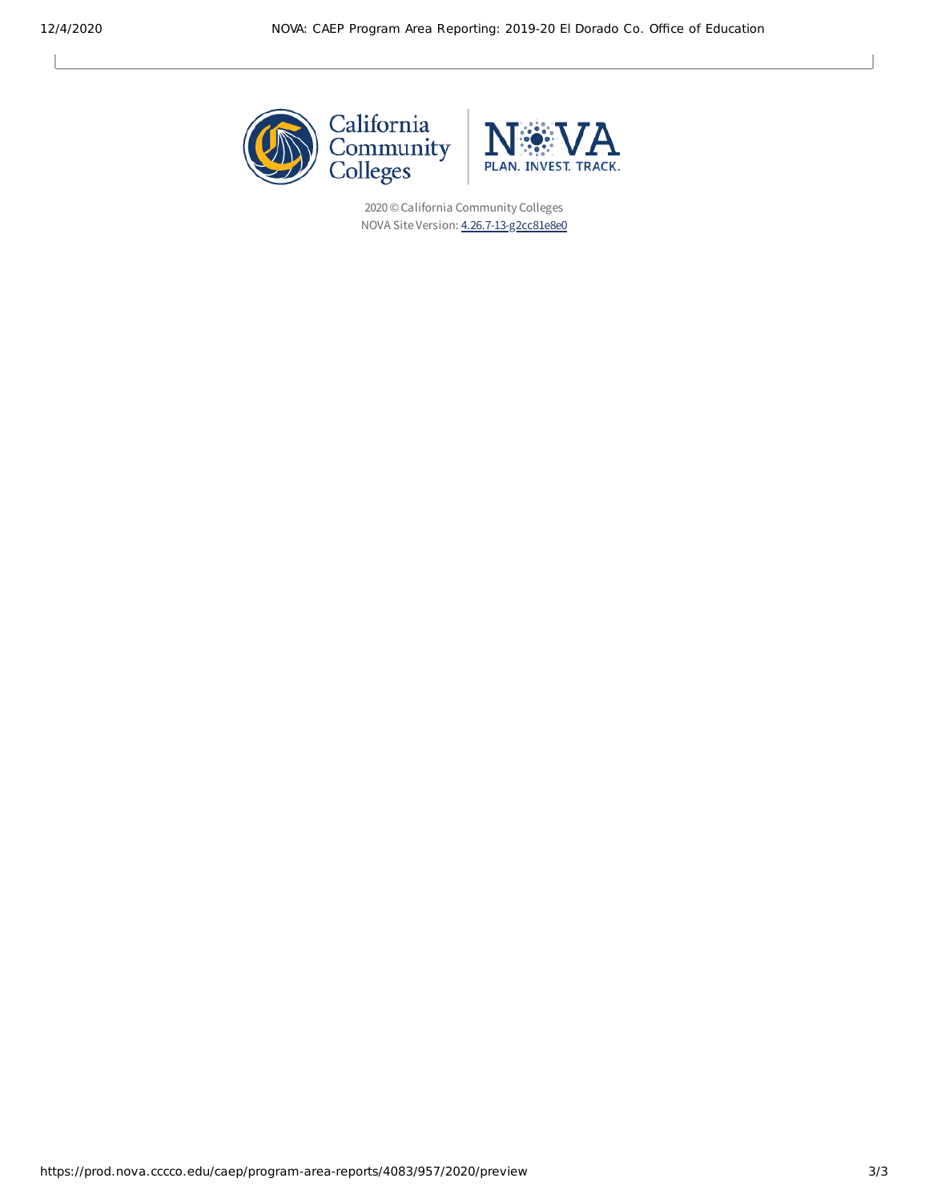California Community Colleges

NOVA PLAN. INVEST. TRACK.

2020 © California Community Colleges
NOVA Site Version: 4.26.7-13-g2cc81e8e0